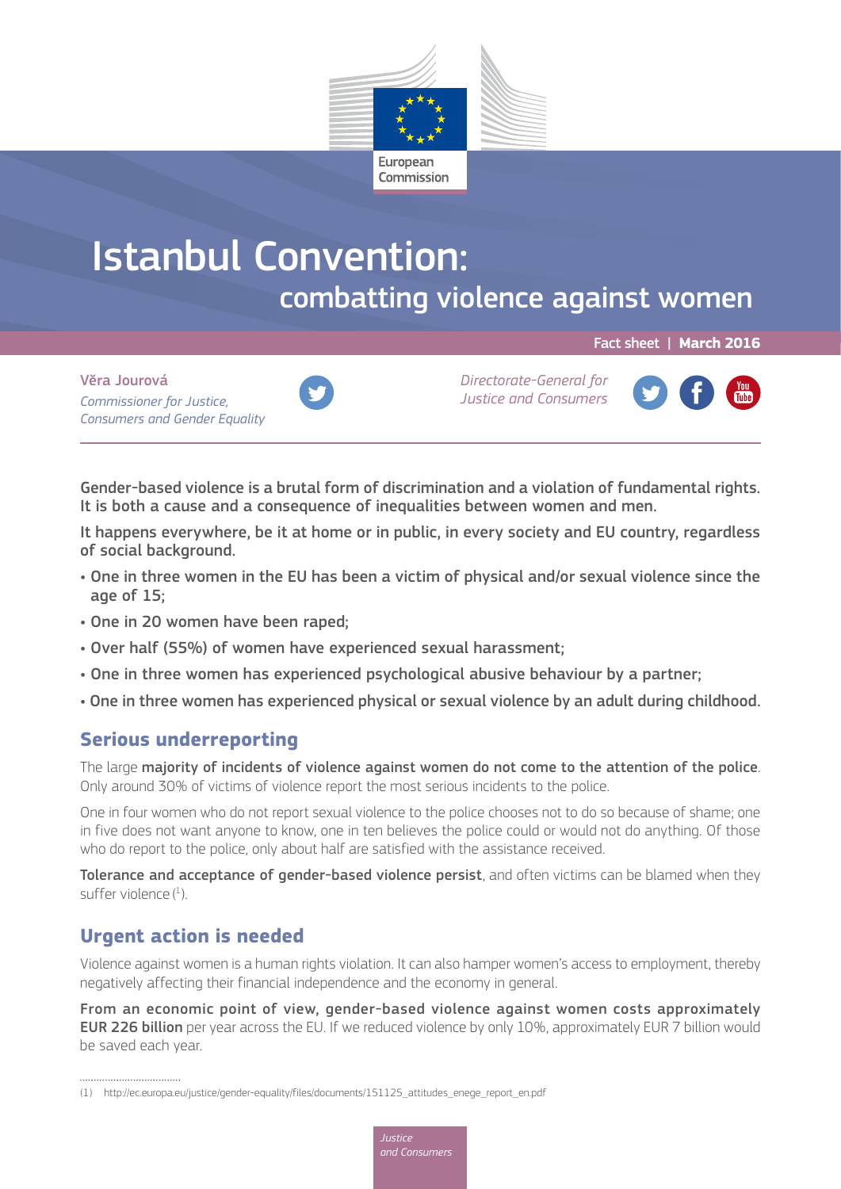European Commission

# Istanbul Convention: combatting violence against women

Fact sheet | **March 2016**

**Věra Jourová**
*Commissioner for Justice, Consumers and Gender Equality*

*Directorate-General for Justice and Consumers*

**Gender-based violence is a brutal form of discrimination and a violation of fundamental rights. It is both a cause and a consequence of inequalities between women and men.**

**It happens everywhere, be it at home or in public, in every society and EU country, regardless of social background.**

- **One in three women in the EU has been a victim of physical and/or sexual violence since the age of 15;**
- **One in 20 women have been raped;**
- **Over half (55%) of women have experienced sexual harassment;**
- **One in three women has experienced psychological abusive behaviour by a partner;**
- **One in three women has experienced physical or sexual violence by an adult during childhood.**

## Serious underreporting

The large **majority of incidents of violence against women do not come to the attention of the police**. Only around 30% of victims of violence report the most serious incidents to the police.

One in four women who do not report sexual violence to the police chooses not to do so because of shame; one in five does not want anyone to know, one in ten believes the police could or would not do anything. Of those who do report to the police, only about half are satisfied with the assistance received.

**Tolerance and acceptance of gender-based violence persist**, and often victims can be blamed when they suffer violence [1].

## Urgent action is needed

Violence against women is a human rights violation. It can also hamper women's access to employment, thereby negatively affecting their financial independence and the economy in general.

**From an economic point of view, gender-based violence against women costs approximately EUR 226 billion** per year across the EU. If we reduced violence by only 10%, approximately EUR 7 billion would be saved each year.

(1) http://ec.europa.eu/justice/gender-equality/files/documents/151125_attitudes_enege_report_en.pdf

*Justice and Consumers*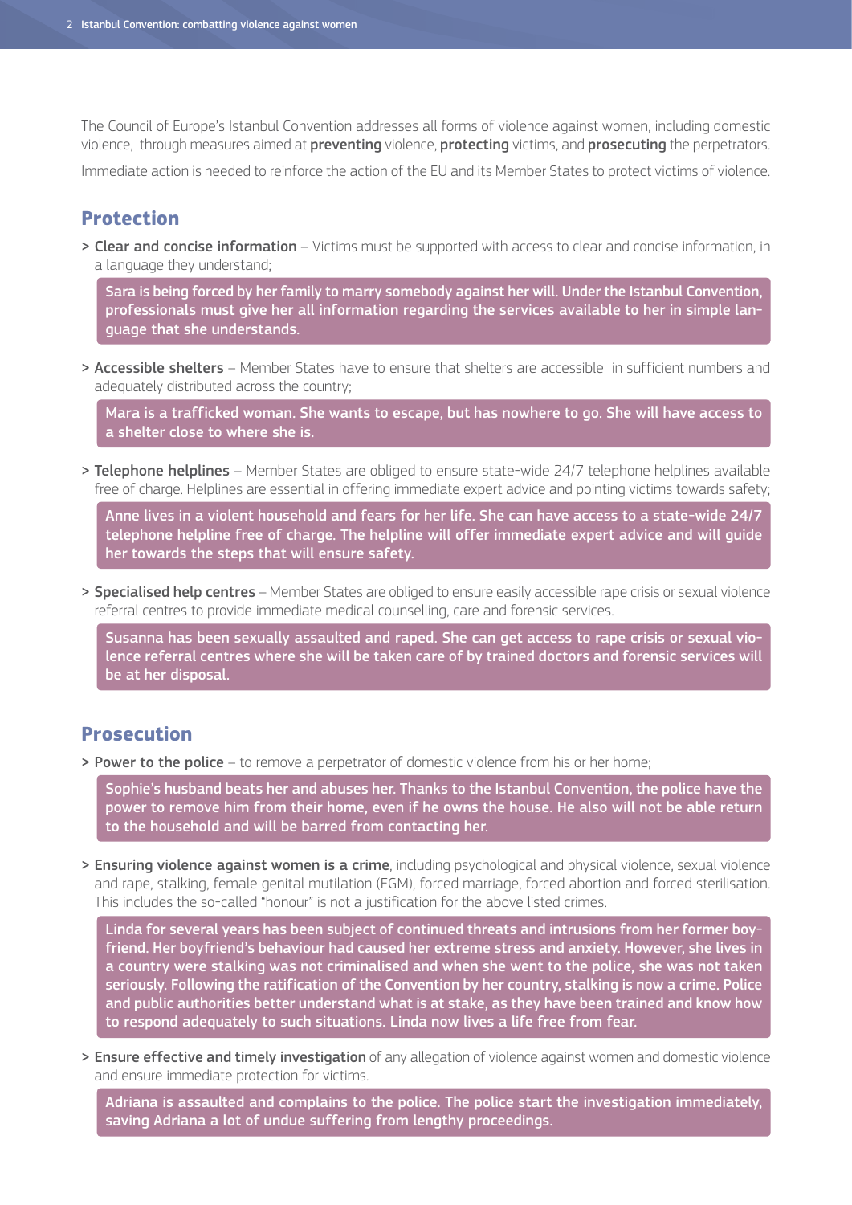The Council of Europe's Istanbul Convention addresses all forms of violence against women, including domestic violence, through measures aimed at **preventing** violence, **protecting** victims, and **prosecuting** the perpetrators.

Immediate action is needed to reinforce the action of the EU and its Member States to protect victims of violence.

## Protection

> **Clear and concise information** – Victims must be supported with access to clear and concise information, in a language they understand;

**Sara is being forced by her family to marry somebody against her will. Under the Istanbul Convention, professionals must give her all information regarding the services available to her in simple language that she understands.**

> **Accessible shelters** – Member States have to ensure that shelters are accessible in sufficient numbers and adequately distributed across the country;

**Mara is a trafficked woman. She wants to escape, but has nowhere to go. She will have access to a shelter close to where she is.**

> **Telephone helplines** – Member States are obliged to ensure state-wide 24/7 telephone helplines available free of charge. Helplines are essential in offering immediate expert advice and pointing victims towards safety;

**Anne lives in a violent household and fears for her life. She can have access to a state-wide 24/7 telephone helpline free of charge. The helpline will offer immediate expert advice and will guide her towards the steps that will ensure safety.**

> **Specialised help centres** – Member States are obliged to ensure easily accessible rape crisis or sexual violence referral centres to provide immediate medical counselling, care and forensic services.

**Susanna has been sexually assaulted and raped. She can get access to rape crisis or sexual violence referral centres where she will be taken care of by trained doctors and forensic services will be at her disposal.**

## Prosecution

> **Power to the police** – to remove a perpetrator of domestic violence from his or her home;

**Sophie's husband beats her and abuses her. Thanks to the Istanbul Convention, the police have the power to remove him from their home, even if he owns the house. He also will not be able return to the household and will be barred from contacting her.**

> **Ensuring violence against women is a crime**, including psychological and physical violence, sexual violence and rape, stalking, female genital mutilation (FGM), forced marriage, forced abortion and forced sterilisation. This includes the so-called "honour" is not a justification for the above listed crimes.

**Linda for several years has been subject of continued threats and intrusions from her former boyfriend. Her boyfriend's behaviour had caused her extreme stress and anxiety. However, she lives in a country were stalking was not criminalised and when she went to the police, she was not taken seriously. Following the ratification of the Convention by her country, stalking is now a crime. Police and public authorities better understand what is at stake, as they have been trained and know how to respond adequately to such situations. Linda now lives a life free from fear.**

> **Ensure effective and timely investigation** of any allegation of violence against women and domestic violence and ensure immediate protection for victims.

**Adriana is assaulted and complains to the police. The police start the investigation immediately, saving Adriana a lot of undue suffering from lengthy proceedings.**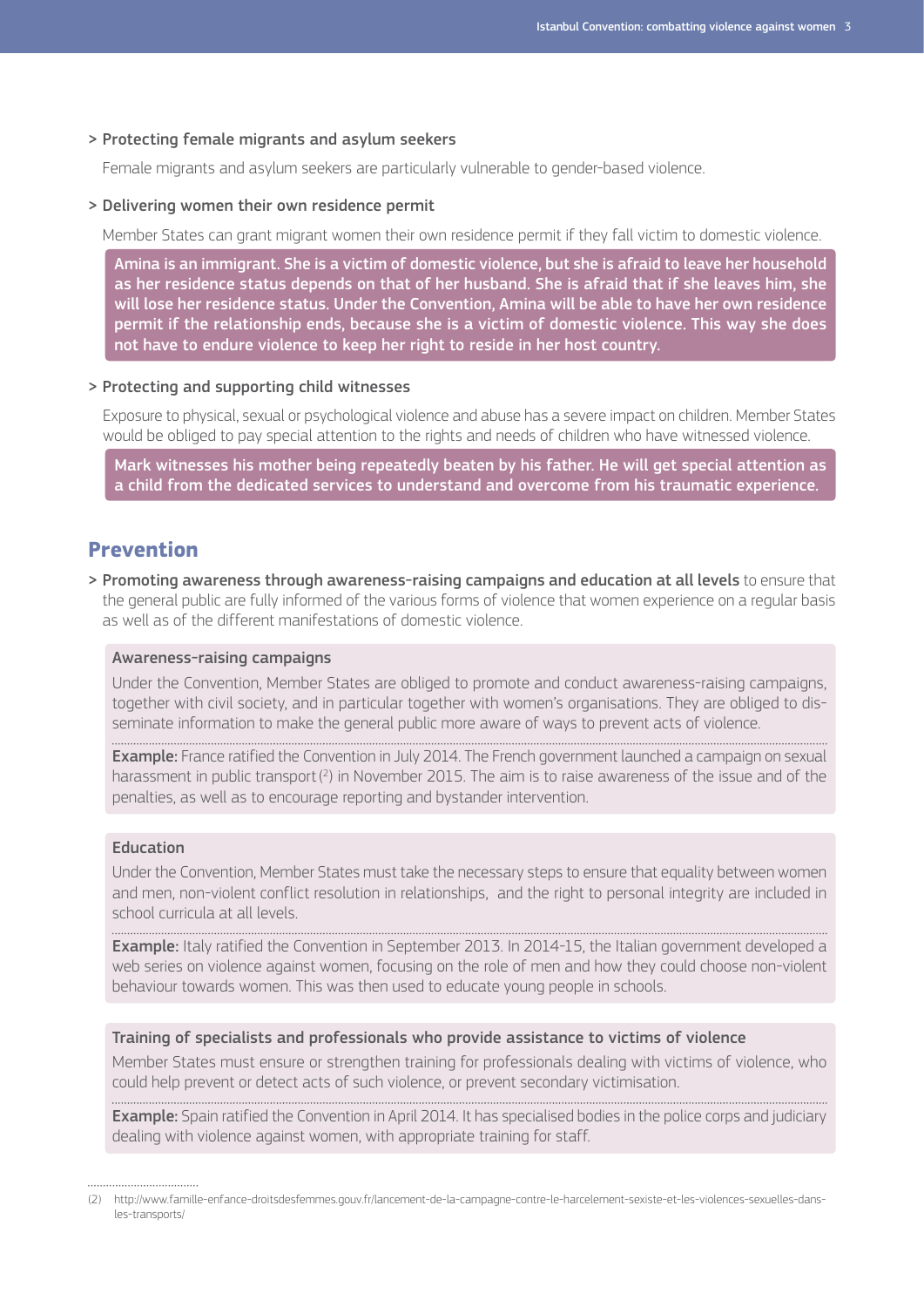> **Protecting female migrants and asylum seekers**

Female migrants and asylum seekers are particularly vulnerable to gender-based violence.

> **Delivering women their own residence permit**

Member States can grant migrant women their own residence permit if they fall victim to domestic violence.

**Amina is an immigrant. She is a victim of domestic violence, but she is afraid to leave her household as her residence status depends on that of her husband. She is afraid that if she leaves him, she will lose her residence status. Under the Convention, Amina will be able to have her own residence permit if the relationship ends, because she is a victim of domestic violence. This way she does not have to endure violence to keep her right to reside in her host country.**

> **Protecting and supporting child witnesses**

Exposure to physical, sexual or psychological violence and abuse has a severe impact on children. Member States would be obliged to pay special attention to the rights and needs of children who have witnessed violence.

**Mark witnesses his mother being repeatedly beaten by his father. He will get special attention as a child from the dedicated services to understand and overcome from his traumatic experience.**

## Prevention

> **Promoting awareness through awareness-raising campaigns and education at all levels** to ensure that the general public are fully informed of the various forms of violence that women experience on a regular basis as well as of the different manifestations of domestic violence.

### Awareness-raising campaigns

Under the Convention, Member States are obliged to promote and conduct awareness-raising campaigns, together with civil society, and in particular together with women's organisations. They are obliged to disseminate information to make the general public more aware of ways to prevent acts of violence.

**Example:** France ratified the Convention in July 2014. The French government launched a campaign on sexual harassment in public transport [2] in November 2015. The aim is to raise awareness of the issue and of the penalties, as well as to encourage reporting and bystander intervention.

### Education

Under the Convention, Member States must take the necessary steps to ensure that equality between women and men, non-violent conflict resolution in relationships, and the right to personal integrity are included in school curricula at all levels.

**Example:** Italy ratified the Convention in September 2013. In 2014-15, the Italian government developed a web series on violence against women, focusing on the role of men and how they could choose non-violent behaviour towards women. This was then used to educate young people in schools.

### Training of specialists and professionals who provide assistance to victims of violence

Member States must ensure or strengthen training for professionals dealing with victims of violence, who could help prevent or detect acts of such violence, or prevent secondary victimisation.

**Example:** Spain ratified the Convention in April 2014. It has specialised bodies in the police corps and judiciary dealing with violence against women, with appropriate training for staff.

---

(2) http://www.famille-enfance-droitsdesfemmes.gouv.fr/lancement-de-la-campagne-contre-le-harcelement-sexiste-et-les-violences-sexuelles-dans-les-transports/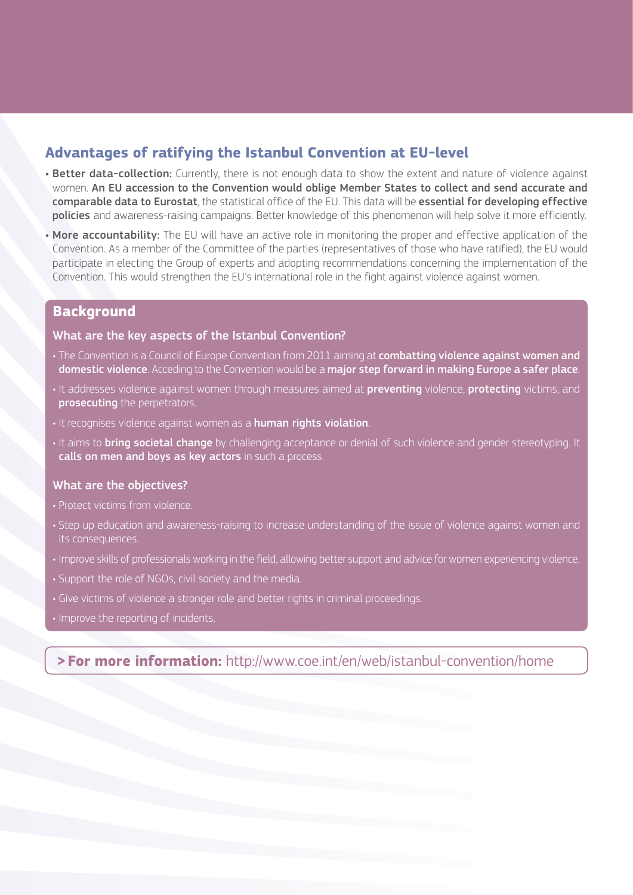## Advantages of ratifying the Istanbul Convention at EU-level

- **Better data-collection:** Currently, there is not enough data to show the extent and nature of violence against women. **An EU accession to the Convention would oblige Member States to collect and send accurate and comparable data to Eurostat**, the statistical office of the EU. This data will be **essential for developing effective policies** and awareness-raising campaigns. Better knowledge of this phenomenon will help solve it more efficiently.
- **More accountability:** The EU will have an active role in monitoring the proper and effective application of the Convention. As a member of the Committee of the parties (representatives of those who have ratified), the EU would participate in electing the Group of experts and adopting recommendations concerning the implementation of the Convention. This would strengthen the EU's international role in the fight against violence against women.

## Background

### What are the key aspects of the Istanbul Convention?

- The Convention is a Council of Europe Convention from 2011 aiming at **combatting violence against women and domestic violence**. Acceding to the Convention would be a **major step forward in making Europe a safer place**.
- It addresses violence against women through measures aimed at **preventing** violence, **protecting** victims, and **prosecuting** the perpetrators.
- It recognises violence against women as a **human rights violation**.
- It aims to **bring societal change** by challenging acceptance or denial of such violence and gender stereotyping. It **calls on men and boys as key actors** in such a process.

### What are the objectives?

- Protect victims from violence.
- Step up education and awareness-raising to increase understanding of the issue of violence against women and its consequences.
- Improve skills of professionals working in the field, allowing better support and advice for women experiencing violence.
- Support the role of NGOs, civil society and the media.
- Give victims of violence a stronger role and better rights in criminal proceedings.
- Improve the reporting of incidents.

**> For more information:** http://www.coe.int/en/web/istanbul-convention/home